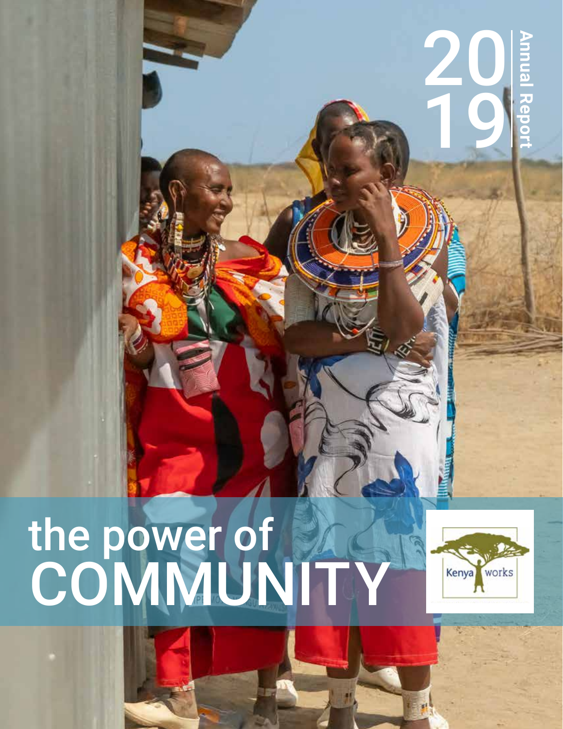# 2019 Annual Report

# the power of COMMUNITY

Kenya works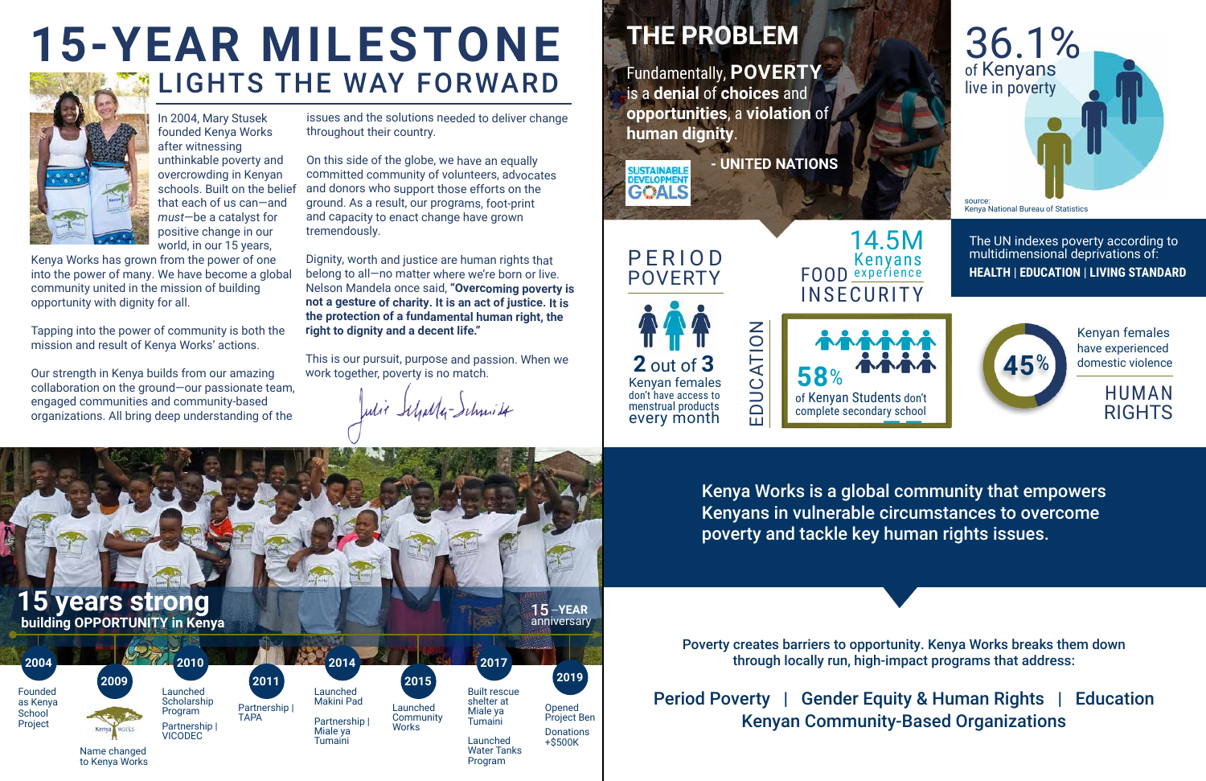# 15-YEAR MILESTONE

## LIGHTS THE WAY FORWARD

In 2004, Mary Stusek founded Kenya Works after witnessing unthinkable poverty and overcrowding in Kenyan schools. Built on the belief that each of us can—and *must*—be a catalyst for positive change in our world, in our 15 years, Kenya Works has grown from the power of one into the power of many. We have become a global community united in the mission of building opportunity with dignity for all.

Tapping into the power of community is both the mission and result of Kenya Works' actions.

Our strength in Kenya builds from our amazing collaboration on the ground—our passionate team, engaged communities and community-based organizations. All bring deep understanding of the issues and the solutions needed to deliver change throughout their country.

On this side of the globe, we have an equally committed community of volunteers, advocates and donors who support those efforts on the ground. As a result, our programs, foot-print and capacity to enact change have grown tremendously.

Dignity, worth and justice are human rights that belong to all—no matter where we're born or live. Nelson Mandela once said, **"Overcoming poverty is not a gesture of charity. It is an act of justice. It is the protection of a fundamental human right, the right to dignity and a decent life."**

This is our pursuit, purpose and passion. When we work together, poverty is no match.

*Julie Schultz-Schmidt*

## 15 years strong

**building OPPORTUNITY in Kenya**

15-YEAR anniversary

- **2004** – Founded as Kenya School Project
- **2009** – Name changed to Kenya Works
- **2010** – Launched Scholarship Program; Partnership | VICODEC
- **2011** – Partnership | TAPA
- **2014** – Launched Makini Pad; Partnership | Miale ya Tumaini
- **2015** – Launched Community Works
- **2017** – Built rescue shelter at Miale ya Tumaini; Launched Water Tanks Program
- **2019** – Opened Project Ben; Donations +$500K

## THE PROBLEM

Fundamentally, **POVERTY** is a **denial** of **choices** and **opportunities**, a **violation** of **human dignity**.

**- UNITED NATIONS**

SUSTAINABLE DEVELOPMENT GOALS

**36.1%** of Kenyans live in poverty

source: Kenya National Bureau of Statistics

The UN indexes poverty according to multidimensional deprivations of:
**HEALTH | EDUCATION | LIVING STANDARD**

**PERIOD POVERTY**

**2 out of 3** Kenyan females don't have access to menstrual products every month

**FOOD INSECURITY**

**14.5M** Kenyans experience

**EDUCATION**

**58%** of Kenyan Students don't complete secondary school

**HUMAN RIGHTS**

**45%** Kenyan females have experienced domestic violence

**Kenya Works is a global community that empowers Kenyans in vulnerable circumstances to overcome poverty and tackle key human rights issues.**

Poverty creates barriers to opportunity. Kenya Works breaks them down through locally run, high-impact programs that address:

**Period Poverty | Gender Equity & Human Rights | Education**
**Kenyan Community-Based Organizations**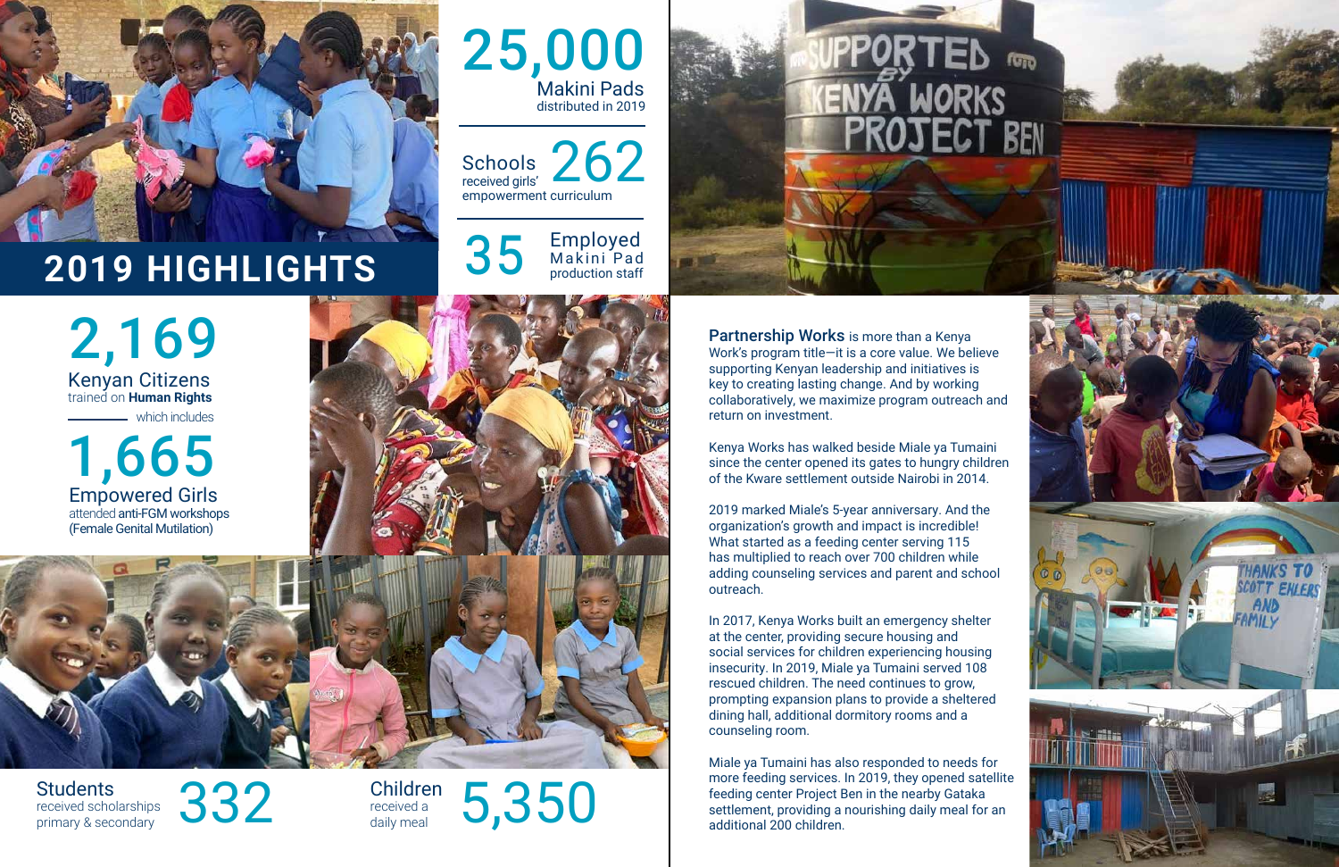# 2019 HIGHLIGHTS

**25,000**
Makini Pads
distributed in 2019

**262**
Schools
received girls' empowerment curriculum

**35**
Employed
Makini Pad production staff

**2,169**
Kenyan Citizens
trained on **Human Rights**

which includes

**1,665**
Empowered Girls
attended anti-FGM workshops
(Female Genital Mutilation)

**332**
Students
received scholarships
primary & secondary

**5,350**
Children
received a
daily meal

**Partnership Works** is more than a Kenya Work's program title—it is a core value. We believe supporting Kenyan leadership and initiatives is key to creating lasting change. And by working collaboratively, we maximize program outreach and return on investment.

Kenya Works has walked beside Miale ya Tumaini since the center opened its gates to hungry children of the Kware settlement outside Nairobi in 2014.

2019 marked Miale's 5-year anniversary. And the organization's growth and impact is incredible! What started as a feeding center serving 115 has multiplied to reach over 700 children while adding counseling services and parent and school outreach.

In 2017, Kenya Works built an emergency shelter at the center, providing secure housing and social services for children experiencing housing insecurity. In 2019, Miale ya Tumaini served 108 rescued children. The need continues to grow, prompting expansion plans to provide a sheltered dining hall, additional dormitory rooms and a counseling room.

Miale ya Tumaini has also responded to needs for more feeding services. In 2019, they opened satellite feeding center Project Ben in the nearby Gataka settlement, providing a nourishing daily meal for an additional 200 children.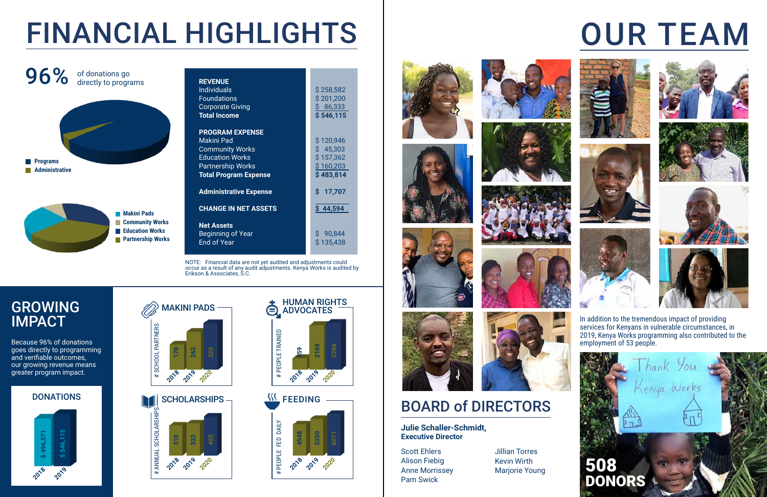# FINANCIAL HIGHLIGHTS

**96%** of donations go directly to programs

- Programs
- Administrative

- Makini Pads
- Community Works
- Education Works
- Partnership Works

| | |
|---|---|
| **REVENUE** | |
| Individuals | $ 258,582 |
| Foundations | $ 201,200 |
| Corporate Giving | $ 86,333 |
| **Total Income** | **$ 546,115** |
| **PROGRAM EXPENSE** | |
| Makini Pad | $ 120,946 |
| Community Works | $ 45,303 |
| Education Works | $ 157,362 |
| Partnership Works | $ 160,203 |
| **Total Program Expense** | **$ 483,814** |
| **Administrative Expense** | **$ 17,707** |
| **CHANGE IN NET ASSETS** | **$ 44,594** |
| **Net Assets** | |
| Beginning of Year | $ 90,844 |
| End of Year | $ 135,438 |

NOTE: Financial data are not yet audited and adjustments could occur as a result of any audit adjustments. Kenya Works is audited by Erikson & Associates, S.C.

## GROWING IMPACT

Because 96% of donations goes directly to programming and verifiable outcomes, our growing revenue means greater program impact.

### DONATIONS

| 2018 | 2019 |
|---|---|
| $ 496,571 | $ 546,115 |

### MAKINI PADS

# SCHOOL PARTNERS

| 2018 | 2019 | 2020 |
|---|---|---|
| 178 | 262 | 320 |

### HUMAN RIGHTS ADVOCATES

# PEOPLE TRAINED

| 2018 | 2019 | 2020 |
|---|---|---|
| 59 | 2169 | 2286 |

### SCHOLARSHIPS

# ANNUAL SCHOLARSHIPS

| 2018 | 2019 | 2020 |
|---|---|---|
| 310 | 332 | 403 |

### FEEDING

# PEOPLE FED DAILY

| 2018 | 2019 | 2020 |
|---|---|---|
| 4548 | 5350 | 6071 |

# OUR TEAM

In addition to the tremendous impact of providing services for Kenyans in vulnerable circumstances, in 2019, Kenya Works programming also contributed to the employment of 53 people.

Thank You Kenya Works

**508 DONORS**

## BOARD of DIRECTORS

**Julie Schaller-Schmidt, Executive Director**

Scott Ehlers
Alison Fiebig
Anne Morrissey
Pam Swick
Jillian Torres
Kevin Wirth
Marjorie Young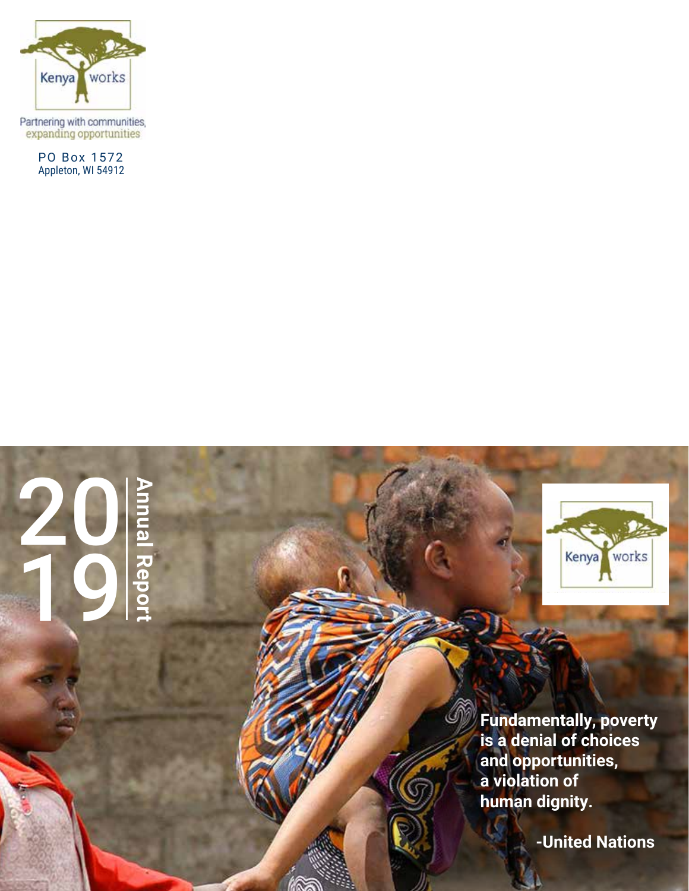Kenya works

Partnering with communities, expanding opportunities

PO Box 1572
Appleton, WI 54912

# 2019 Annual Report

Kenya works

**Fundamentally, poverty is a denial of choices and opportunities, a violation of human dignity.**

**-United Nations**